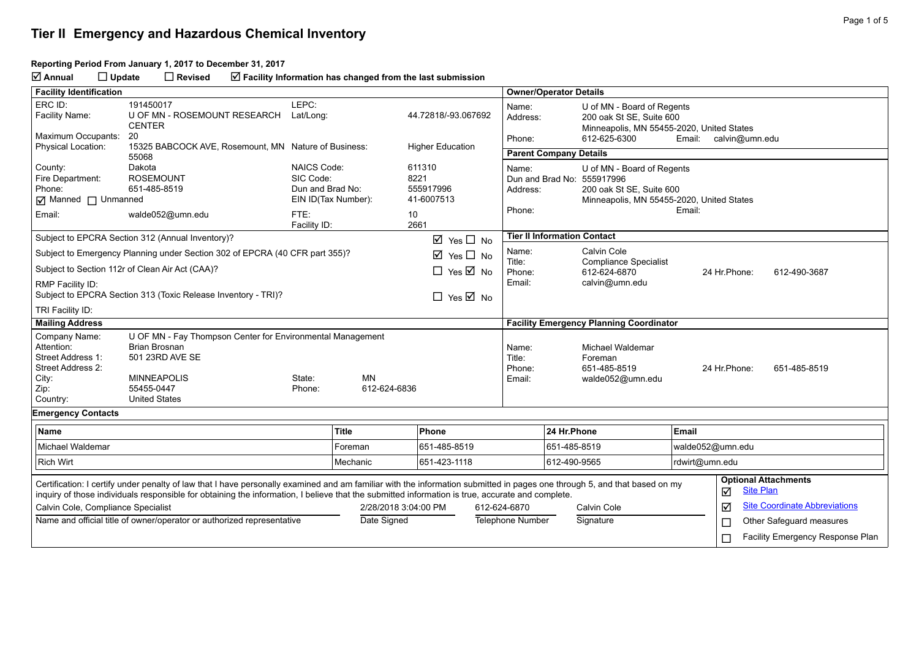# Tier II Emergency and Hazardous Chemical Inventory

**Reporting Period From January 1, 2017 to December 31, 2017**

☑ **Annual** ☐ **Update** ☐ **Revised** ☑ **Facility Information has changed from the last submission**

## Facility Identification

| | | | |
|---|---|---|---|
| ERC ID: | 191450017 | LEPC: | |
| Facility Name: | U OF MN - ROSEMOUNT RESEARCH CENTER | Lat/Long: | 44.72818/-93.067692 |
| Maximum Occupants: | 20 | | |
| Physical Location: | 15325 BABCOCK AVE, Rosemount, MN 55068 | Nature of Business: | Higher Education |
| County: | Dakota | NAICS Code: | 611310 |
| Fire Department: | ROSEMOUNT | SIC Code: | 8221 |
| Phone: | 651-485-8519 | Dun and Brad No: | 555917996 |
| ☑ Manned ☐ Unmanned | | EIN ID(Tax Number): | 41-6007513 |
| Email: | walde052@umn.edu | FTE: | 10 |
| | | Facility ID: | 2661 |

| | |
|---|---|
| Subject to EPCRA Section 312 (Annual Inventory)? | ☑ Yes ☐ No |
| Subject to Emergency Planning under Section 302 of EPCRA (40 CFR part 355)? | ☑ Yes ☐ No |
| Subject to Section 112r of Clean Air Act (CAA)? | ☐ Yes ☑ No |
| RMP Facility ID: | |
| Subject to EPCRA Section 313 (Toxic Release Inventory - TRI)? | ☐ Yes ☑ No |
| TRI Facility ID: | |

## Owner/Operator Details

Name: U of MN - Board of Regents
Address: 200 oak St SE, Suite 600, Minneapolis, MN 55455-2020, United States
Phone: 612-625-6300 Email: calvin@umn.edu

## Parent Company Details

Name: U of MN - Board of Regents
Dun and Brad No: 555917996
Address: 200 oak St SE, Suite 600, Minneapolis, MN 55455-2020, United States
Phone: Email:

## Tier II Information Contact

Name: Calvin Cole
Title: Compliance Specialist
Phone: 612-624-6870 24 Hr.Phone: 612-490-3687
Email: calvin@umn.edu

## Mailing Address

| | | | |
|---|---|---|---|
| Company Name: | U OF MN - Fay Thompson Center for Environmental Management | | |
| Attention: | Brian Brosnan | | |
| Street Address 1: | 501 23RD AVE SE | | |
| Street Address 2: | | | |
| City: | MINNEAPOLIS | State: | MN |
| Zip: | 55455-0447 | Phone: | 612-624-6836 |
| Country: | United States | | |

## Facility Emergency Planning Coordinator

Name: Michael Waldemar
Title: Foreman
Phone: 651-485-8519 24 Hr.Phone: 651-485-8519
Email: walde052@umn.edu

## Emergency Contacts

| Name | Title | Phone | 24 Hr.Phone | Email |
|---|---|---|---|---|
| Michael Waldemar | Foreman | 651-485-8519 | 651-485-8519 | walde052@umn.edu |
| Rich Wirt | Mechanic | 651-423-1118 | 612-490-9565 | rdwirt@umn.edu |

Certification: I certify under penalty of law that I have personally examined and am familiar with the information submitted in pages one through 5, and that based on my inquiry of those individuals responsible for obtaining the information, I believe that the submitted information is true, accurate and complete.

| Calvin Cole, Compliance Specialist | 2/28/2018 3:04:00 PM | 612-624-6870 | Calvin Cole |
|---|---|---|---|
| Name and official title of owner/operator or authorized representative | Date Signed | Telephone Number | Signature |

**Optional Attachments**

- ☑ Site Plan
- ☑ Site Coordinate Abbreviations
- ☐ Other Safeguard measures
- ☐ Facility Emergency Response Plan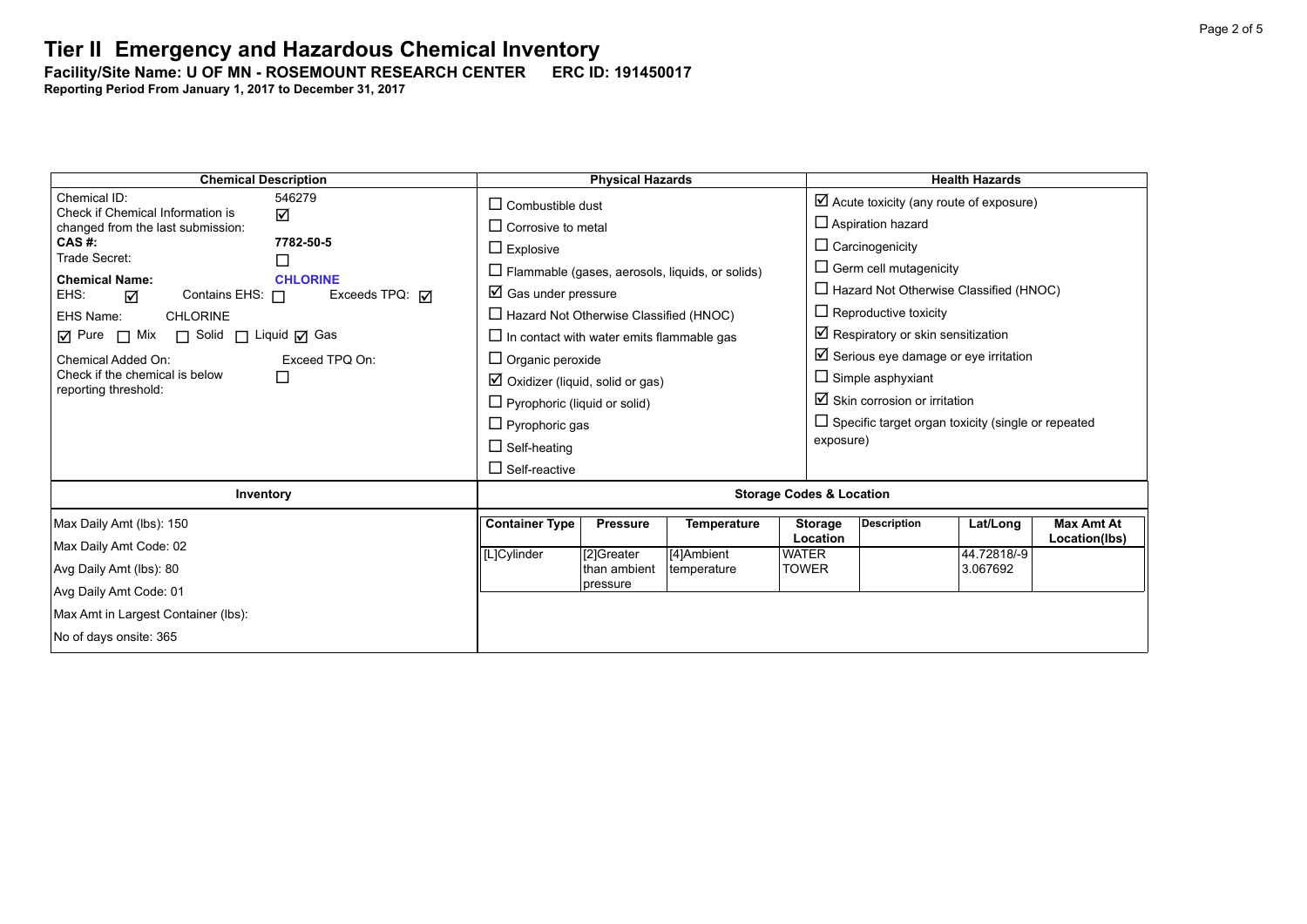# Tier II Emergency and Hazardous Chemical Inventory

**Facility/Site Name: U OF MN - ROSEMOUNT RESEARCH CENTER    ERC ID: 191450017**

**Reporting Period From January 1, 2017 to December 31, 2017**

## Chemical Description

Chemical ID: 546279

Check if Chemical Information is changed from the last submission: ☑

**CAS #:** **7782-50-5**

Trade Secret: ☐

**Chemical Name:** **CHLORINE**

EHS: ☑  Contains EHS: ☐  Exceeds TPQ: ☑

EHS Name: CHLORINE

☑ Pure ☐ Mix ☐ Solid ☐ Liquid ☑ Gas

Chemical Added On:  Exceed TPQ On:

Check if the chemical is below reporting threshold: ☐

## Physical Hazards

- ☐ Combustible dust
- ☐ Corrosive to metal
- ☐ Explosive
- ☐ Flammable (gases, aerosols, liquids, or solids)
- ☑ Gas under pressure
- ☐ Hazard Not Otherwise Classified (HNOC)
- ☐ In contact with water emits flammable gas
- ☐ Organic peroxide
- ☑ Oxidizer (liquid, solid or gas)
- ☐ Pyrophoric (liquid or solid)
- ☐ Pyrophoric gas
- ☐ Self-heating
- ☐ Self-reactive

## Health Hazards

- ☑ Acute toxicity (any route of exposure)
- ☐ Aspiration hazard
- ☐ Carcinogenicity
- ☐ Germ cell mutagenicity
- ☐ Hazard Not Otherwise Classified (HNOC)
- ☐ Reproductive toxicity
- ☑ Respiratory or skin sensitization
- ☑ Serious eye damage or eye irritation
- ☐ Simple asphyxiant
- ☑ Skin corrosion or irritation
- ☐ Specific target organ toxicity (single or repeated exposure)

## Inventory

Max Daily Amt (lbs): 150

Max Daily Amt Code: 02

Avg Daily Amt (lbs): 80

Avg Daily Amt Code: 01

Max Amt in Largest Container (lbs):

No of days onsite: 365

## Storage Codes & Location

| Container Type | Pressure | Temperature | Storage Location | Description | Lat/Long | Max Amt At Location(lbs) |
|---|---|---|---|---|---|---|
| [L]Cylinder | [2]Greater than ambient pressure | [4]Ambient temperature | WATER TOWER | | 44.72818/-93.067692 | |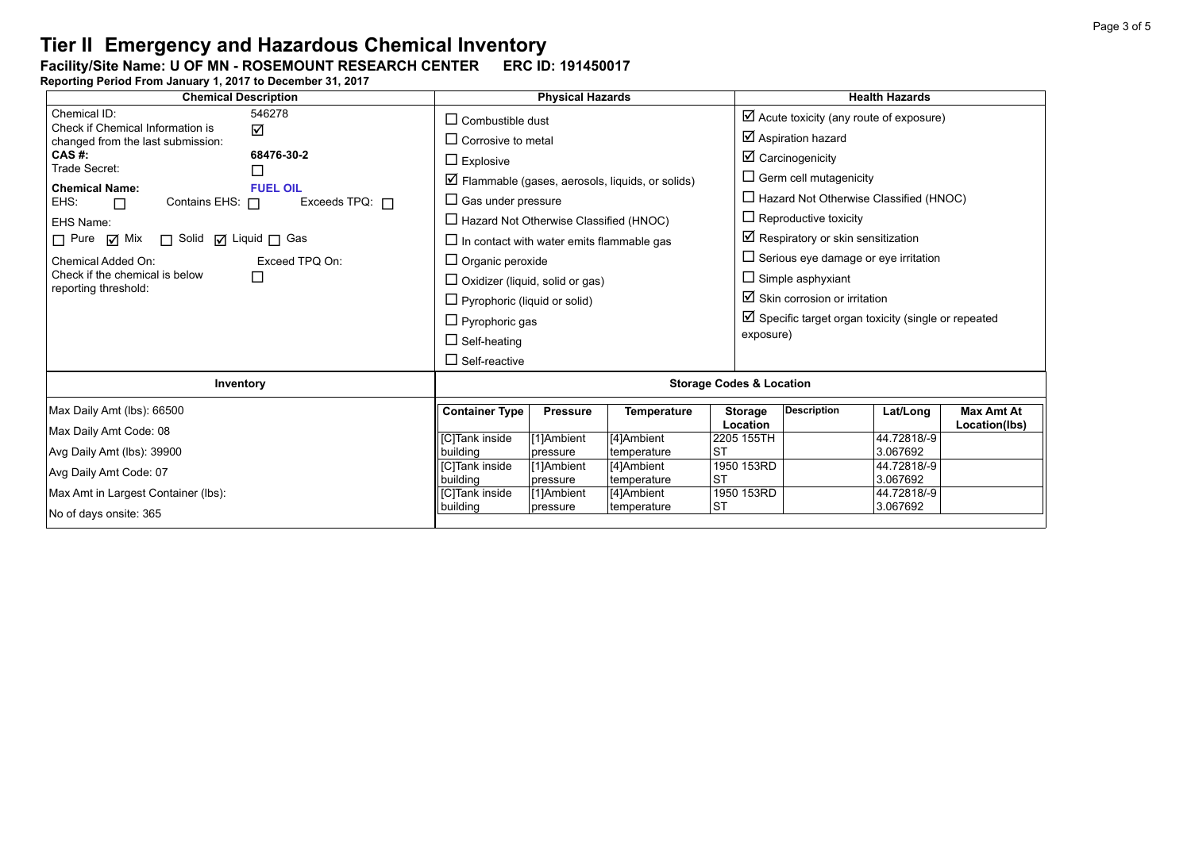# Tier II Emergency and Hazardous Chemical Inventory

**Facility/Site Name: U OF MN - ROSEMOUNT RESEARCH CENTER ERC ID: 191450017**

**Reporting Period From January 1, 2017 to December 31, 2017**

## Chemical Description

- Chemical ID: 546278
- Check if Chemical Information is changed from the last submission: ☑
- **CAS #:** **68476-30-2**
- Trade Secret: ☐
- **Chemical Name:** **FUEL OIL**
- EHS: ☐ Contains EHS: ☐ Exceeds TPQ: ☐
- EHS Name:
- ☐ Pure ☑ Mix ☐ Solid ☑ Liquid ☐ Gas
- Chemical Added On: Exceed TPQ On:
- Check if the chemical is below reporting threshold: ☐

## Physical Hazards

- ☐ Combustible dust
- ☐ Corrosive to metal
- ☐ Explosive
- ☑ Flammable (gases, aerosols, liquids, or solids)
- ☐ Gas under pressure
- ☐ Hazard Not Otherwise Classified (HNOC)
- ☐ In contact with water emits flammable gas
- ☐ Organic peroxide
- ☐ Oxidizer (liquid, solid or gas)
- ☐ Pyrophoric (liquid or solid)
- ☐ Pyrophoric gas
- ☐ Self-heating
- ☐ Self-reactive

## Health Hazards

- ☑ Acute toxicity (any route of exposure)
- ☑ Aspiration hazard
- ☑ Carcinogenicity
- ☐ Germ cell mutagenicity
- ☐ Hazard Not Otherwise Classified (HNOC)
- ☐ Reproductive toxicity
- ☑ Respiratory or skin sensitization
- ☐ Serious eye damage or eye irritation
- ☐ Simple asphyxiant
- ☑ Skin corrosion or irritation
- ☑ Specific target organ toxicity (single or repeated exposure)

## Inventory

- Max Daily Amt (lbs): 66500
- Max Daily Amt Code: 08
- Avg Daily Amt (lbs): 39900
- Avg Daily Amt Code: 07
- Max Amt in Largest Container (lbs):
- No of days onsite: 365

## Storage Codes & Location

| Container Type | Pressure | Temperature | Storage Location | Description | Lat/Long | Max Amt At Location(lbs) |
|---|---|---|---|---|---|---|
| [C]Tank inside building | [1]Ambient pressure | [4]Ambient temperature | 2205 155TH ST | | 44.72818/-93.067692 | |
| [C]Tank inside building | [1]Ambient pressure | [4]Ambient temperature | 1950 153RD ST | | 44.72818/-93.067692 | |
| [C]Tank inside building | [1]Ambient pressure | [4]Ambient temperature | 1950 153RD ST | | 44.72818/-93.067692 | |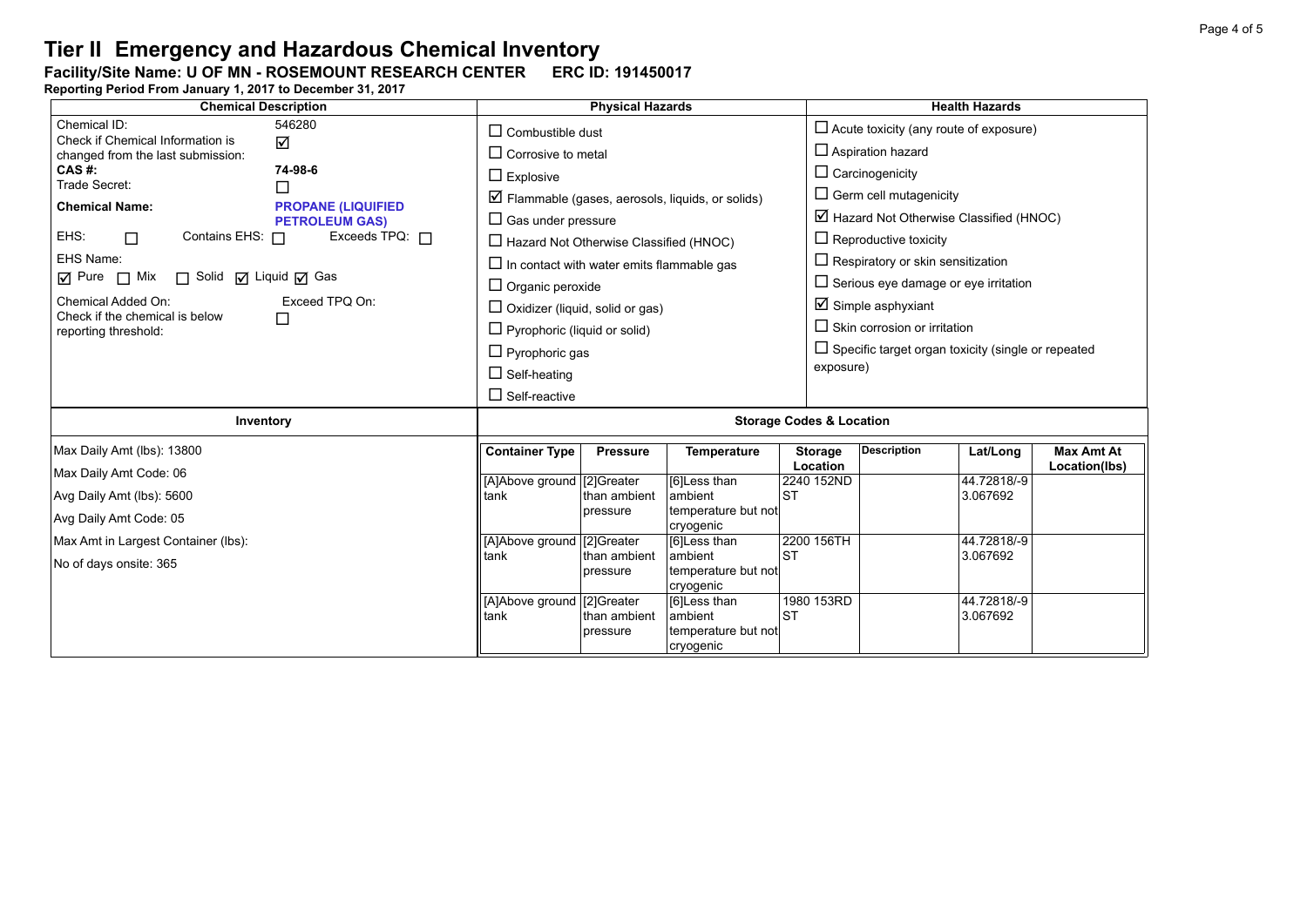# Tier II Emergency and Hazardous Chemical Inventory

**Facility/Site Name: U OF MN - ROSEMOUNT RESEARCH CENTER ERC ID: 191450017**

**Reporting Period From January 1, 2017 to December 31, 2017**

| Chemical Description | Physical Hazards | Health Hazards |
|---|---|---|
| Chemical ID: 546280<br>Check if Chemical Information is changed from the last submission: ☑<br>**CAS #: 74-98-6**<br>Trade Secret: ☐<br>**Chemical Name: PROPANE (LIQUIFIED PETROLEUM GAS)**<br>EHS: ☐ Contains EHS: ☐ Exceeds TPQ: ☐<br>EHS Name:<br>☑ Pure ☐ Mix ☐ Solid ☑ Liquid ☑ Gas<br>Chemical Added On: Exceed TPQ On:<br>Check if the chemical is below reporting threshold: ☐ | ☐ Combustible dust<br>☐ Corrosive to metal<br>☐ Explosive<br>☑ Flammable (gases, aerosols, liquids, or solids)<br>☐ Gas under pressure<br>☐ Hazard Not Otherwise Classified (HNOC)<br>☐ In contact with water emits flammable gas<br>☐ Organic peroxide<br>☐ Oxidizer (liquid, solid or gas)<br>☐ Pyrophoric (liquid or solid)<br>☐ Pyrophoric gas<br>☐ Self-heating<br>☐ Self-reactive | ☐ Acute toxicity (any route of exposure)<br>☐ Aspiration hazard<br>☐ Carcinogenicity<br>☐ Germ cell mutagenicity<br>☑ Hazard Not Otherwise Classified (HNOC)<br>☐ Reproductive toxicity<br>☐ Respiratory or skin sensitization<br>☐ Serious eye damage or eye irritation<br>☑ Simple asphyxiant<br>☐ Skin corrosion or irritation<br>☐ Specific target organ toxicity (single or repeated exposure) |

**Inventory**

Max Daily Amt (lbs): 13800

Max Daily Amt Code: 06

Avg Daily Amt (lbs): 5600

Avg Daily Amt Code: 05

Max Amt in Largest Container (lbs):

No of days onsite: 365

**Storage Codes & Location**

| Container Type | Pressure | Temperature | Storage Location | Description | Lat/Long | Max Amt At Location(lbs) |
|---|---|---|---|---|---|---|
| [A]Above ground tank | [2]Greater than ambient pressure | [6]Less than ambient temperature but not cryogenic | 2240 152ND ST | | 44.72818/-93.067692 | |
| [A]Above ground tank | [2]Greater than ambient pressure | [6]Less than ambient temperature but not cryogenic | 2200 156TH ST | | 44.72818/-93.067692 | |
| [A]Above ground tank | [2]Greater than ambient pressure | [6]Less than ambient temperature but not cryogenic | 1980 153RD ST | | 44.72818/-93.067692 | |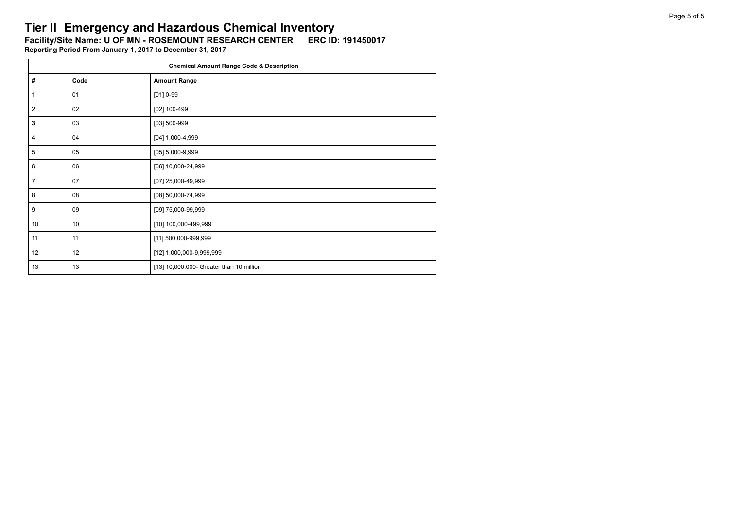# Tier II Emergency and Hazardous Chemical Inventory

**Facility/Site Name: U OF MN - ROSEMOUNT RESEARCH CENTER ERC ID: 191450017**

**Reporting Period From January 1, 2017 to December 31, 2017**

| Chemical Amount Range Code & Description | | |
|---|---|---|
| **#** | **Code** | **Amount Range** |
| 1 | 01 | [01] 0-99 |
| 2 | 02 | [02] 100-499 |
| **3** | 03 | [03] 500-999 |
| 4 | 04 | [04] 1,000-4,999 |
| 5 | 05 | [05] 5,000-9,999 |
| 6 | 06 | [06] 10,000-24,999 |
| 7 | 07 | [07] 25,000-49,999 |
| 8 | 08 | [08] 50,000-74,999 |
| 9 | 09 | [09] 75,000-99,999 |
| 10 | 10 | [10] 100,000-499,999 |
| 11 | 11 | [11] 500,000-999,999 |
| 12 | 12 | [12] 1,000,000-9,999,999 |
| 13 | 13 | [13] 10,000,000- Greater than 10 million |